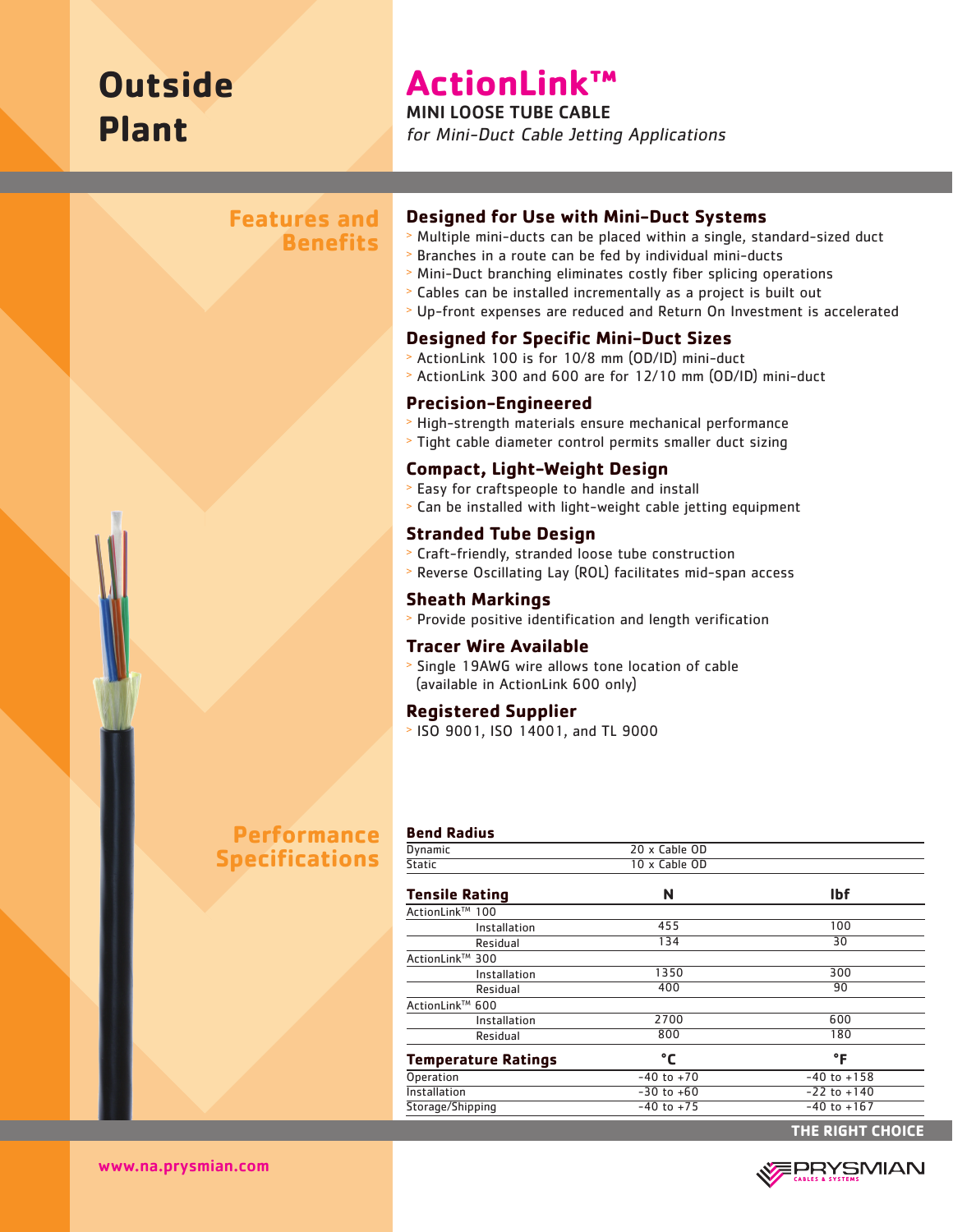# Outside Plant

# ActionLink™

## MINI LOOSE TUBE CABLE

*for Mini-Duct Cable Jetting Applications*

## Features and Benefits

### Designed for Use with Mini-Duct Systems

- Multiple mini-ducts can be placed within a single, standard-sized duct
- Branches in a route can be fed by individual mini-ducts
- Mini-Duct branching eliminates costly fiber splicing operations
- Cables can be installed incrementally as a project is built out
- Up-front expenses are reduced and Return On Investment is accelerated

### Designed for Specific Mini-Duct Sizes

- ActionLink 100 is for 10/8 mm (OD/ID) mini-duct
- ActionLink 300 and 600 are for 12/10 mm (OD/ID) mini-duct

### Precision-Engineered

- High-strength materials ensure mechanical performance
- Tight cable diameter control permits smaller duct sizing

### Compact, Light-Weight Design

- Easy for craftspeople to handle and install
- Can be installed with light-weight cable jetting equipment

### Stranded Tube Design

- Craft-friendly, stranded loose tube construction
- Reverse Oscillating Lay (ROL) facilitates mid-span access

### Sheath Markings

- Provide positive identification and length verification

### Tracer Wire Available

- Single 19AWG wire allows tone location of cable (available in ActionLink 600 only)

### Registered Supplier

- ISO 9001, ISO 14001, and TL 9000

## Performance Specifications

| Bend Radius | |
|---|---|
| Dynamic | 20 x Cable OD |
| Static | 10 x Cable OD |

| Tensile Rating | N | lbf |
|---|---|---|
| ActionLink™ 100 | | |
| Installation | 455 | 100 |
| Residual | 134 | 30 |
| ActionLink™ 300 | | |
| Installation | 1350 | 300 |
| Residual | 400 | 90 |
| ActionLink™ 600 | | |
| Installation | 2700 | 600 |
| Residual | 800 | 180 |

| Temperature Ratings | °C | °F |
|---|---|---|
| Operation | -40 to +70 | -40 to +158 |
| Installation | -30 to +60 | -22 to +140 |
| Storage/Shipping | -40 to +75 | -40 to +167 |

THE RIGHT CHOICE

www.na.prysmian.com

PRYSMIAN CABLES & SYSTEMS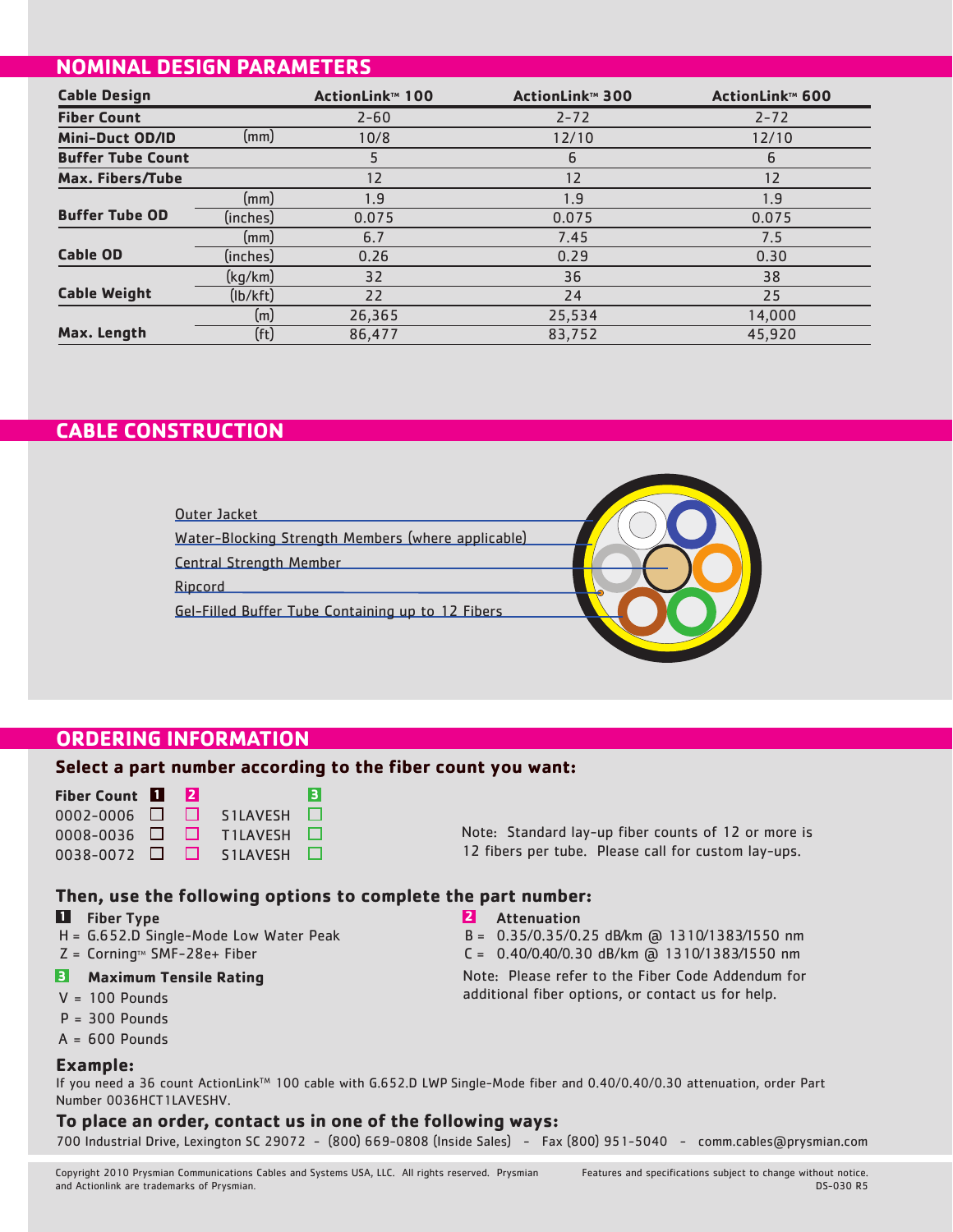## NOMINAL DESIGN PARAMETERS

| Cable Design | | ActionLink™ 100 | ActionLink™ 300 | ActionLink™ 600 |
|---|---|---|---|---|
| Fiber Count | | 2-60 | 2-72 | 2-72 |
| Mini-Duct OD/ID | (mm) | 10/8 | 12/10 | 12/10 |
| Buffer Tube Count | | 5 | 6 | 6 |
| Max. Fibers/Tube | | 12 | 12 | 12 |
| Buffer Tube OD | (mm) | 1.9 | 1.9 | 1.9 |
| | (inches) | 0.075 | 0.075 | 0.075 |
| Cable OD | (mm) | 6.7 | 7.45 | 7.5 |
| | (inches) | 0.26 | 0.29 | 0.30 |
| Cable Weight | (kg/km) | 32 | 36 | 38 |
| | (lb/kft) | 22 | 24 | 25 |
| Max. Length | (m) | 26,365 | 25,534 | 14,000 |
| | (ft) | 86,477 | 83,752 | 45,920 |

## CABLE CONSTRUCTION

Outer Jacket

Water-Blocking Strength Members (where applicable)

Central Strength Member

Ripcord

Gel-Filled Buffer Tube Containing up to 12 Fibers

## ORDERING INFORMATION

### Select a part number according to the fiber count you want:

| Fiber Count | 1 | 2 | | 3 |
|---|---|---|---|---|
| 0002-0006 | ☐ | ☐ | S1LAVESH | ☐ |
| 0008-0036 | ☐ | ☐ | T1LAVESH | ☐ |
| 0038-0072 | ☐ | ☐ | S1LAVESH | ☐ |

Note: Standard lay-up fiber counts of 12 or more is 12 fibers per tube. Please call for custom lay-ups.

### Then, use the following options to complete the part number:

**1 Fiber Type**

H = G.652.D Single-Mode Low Water Peak

Z = Corning™ SMF-28e+ Fiber

**3 Maximum Tensile Rating**

V = 100 Pounds

P = 300 Pounds

A = 600 Pounds

**2 Attenuation**

B = 0.35/0.35/0.25 dB/km @ 1310/1383/1550 nm

C = 0.40/0.40/0.30 dB/km @ 1310/1383/1550 nm

Note: Please refer to the Fiber Code Addendum for additional fiber options, or contact us for help.

### Example:

If you need a 36 count ActionLink™ 100 cable with G.652.D LWP Single-Mode fiber and 0.40/0.40/0.30 attenuation, order Part Number 0036HCT1LAVESHV.

### To place an order, contact us in one of the following ways:

700 Industrial Drive, Lexington SC 29072 - (800) 669-0808 (Inside Sales) - Fax (800) 951-5040 - comm.cables@prysmian.com

Copyright 2010 Prysmian Communications Cables and Systems USA, LLC. All rights reserved. Prysmian and Actionlink are trademarks of Prysmian.

Features and specifications subject to change without notice.
DS-030 R5